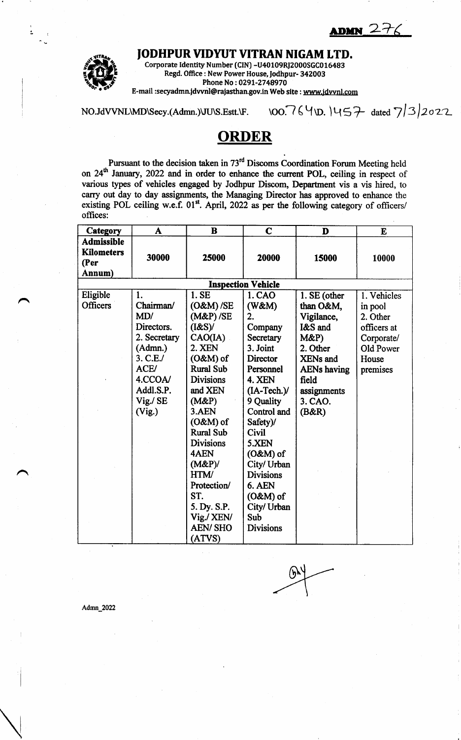**ADMN 276**

# JODHPUR VIDYUT VITRAN NIGAM LTD.

Corporate Identity Number (CIN) -U40109RJ2000SGC016483
Regd. Office : New Power House, Jodhpur- 342003
Phone No : 0291-2748970
E-mail :secyadmn.jdvvnl@rajasthan.gov.in Web site : www.jdvvnl.com

NO.JdVVNL\MD\Secy.(Admn.)\JU\S.Estt.\F. \OO.764\D.1457 dated 7/3/2022

## ORDER

Pursuant to the decision taken in 73rd Discoms Coordination Forum Meeting held on 24th January, 2022 and in order to enhance the current POL, ceiling in respect of various types of vehicles engaged by Jodhpur Discom, Department vis a vis hired, to carry out day to day assignments, the Managing Director has approved to enhance the existing POL ceiling w.e.f. 01st. April, 2022 as per the following category of officers/ offices:

| Category | A | B | C | D | E |
|---|---|---|---|---|---|
| **Admissible Kilometers (Per Annum)** | **30000** | **25000** | **20000** | **15000** | **10000** |
| | | | **Inspection Vehicle** | | |
| Eligible Officers | 1. Chairman/ MD/ Directors. 2. Secretary (Admn.) 3. C.E./ ACE/ 4.CCOA/ Addl.S.P. Vig./ SE (Vig.) | 1. SE (O&M) /SE (M&P) /SE (I&S)/ CAO(IA) 2. XEN (O&M) of Rural Sub Divisions and XEN (M&P) 3.AEN (O&M) of Rural Sub Divisions 4AEN (M&P)/ HTM/ Protection/ ST. 5. Dy. S.P. Vig./ XEN/ AEN/ SHO (ATVS) | 1. CAO (W&M) 2. Company Secretary 3. Joint Director Personnel 4. XEN (IA-Tech.)/ 9 Quality Control and Safety)/ Civil 5.XEN (O&M) of City/ Urban Divisions 6. AEN (O&M) of City/ Urban Sub Divisions | 1. SE (other than O&M, Vigilance, I&S and M&P) 2. Other XENs and AENs having field assignments 3. CAO. (B&R) | 1. Vehicles in pool 2. Other officers at Corporate/ Old Power House premises |

Admn_2022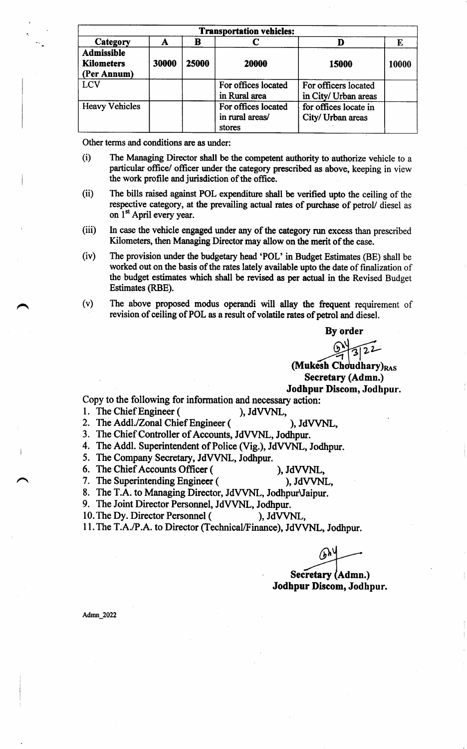| Transportation vehicles: | | | | | |
|---|---|---|---|---|---|
| **Category** | **A** | **B** | **C** | **D** | **E** |
| **Admissible Kilometers (Per Annum)** | **30000** | **25000** | **20000** | **15000** | **10000** |
| LCV | | | For offices located in Rural area | For officers located in City/ Urban areas | |
| Heavy Vehicles | | | For offices located in rural areas/ stores | for offices locate in City/ Urban areas | |

Other terms and conditions are as under:

(i) The Managing Director shall be the competent authority to authorize vehicle to a particular office/ officer under the category prescribed as above, keeping in view the work profile and jurisdiction of the office.

(ii) The bills raised against POL expenditure shall be verified upto the ceiling of the respective category, at the prevailing actual rates of purchase of petrol/ diesel as on 1st April every year.

(iii) In case the vehicle engaged under any of the category run excess than prescribed Kilometers, then Managing Director may allow on the merit of the case.

(iv) The provision under the budgetary head 'POL' in Budget Estimates (BE) shall be worked out on the basis of the rates lately available upto the date of finalization of the budget estimates which shall be revised as per actual in the Revised Budget Estimates (RBE).

(v) The above proposed modus operandi will allay the frequent requirement of revision of ceiling of POL as a result of volatile rates of petrol and diesel.

**By order**

7/3/22

**(Mukesh Choudhary)RAS**
**Secretary (Admn.)**
**Jodhpur Discom, Jodhpur.**

Copy to the following for information and necessary action:

1. The Chief Engineer ( ), JdVVNL,
2. The Addl./Zonal Chief Engineer ( ), JdVVNL,
3. The Chief Controller of Accounts, JdVVNL, Jodhpur.
4. The Addl. Superintendent of Police (Vig.), JdVVNL, Jodhpur.
5. The Company Secretary, JdVVNL, Jodhpur.
6. The Chief Accounts Officer ( ), JdVVNL,
7. The Superintending Engineer ( ), JdVVNL,
8. The T.A. to Managing Director, JdVVNL, Jodhpur\Jaipur.
9. The Joint Director Personnel, JdVVNL, Jodhpur.
10. The Dy. Director Personnel ( ), JdVVNL,
11. The T.A./P.A. to Director (Technical/Finance), JdVVNL, Jodhpur.

**Secretary (Admn.)**
**Jodhpur Discom, Jodhpur.**

Admn_2022